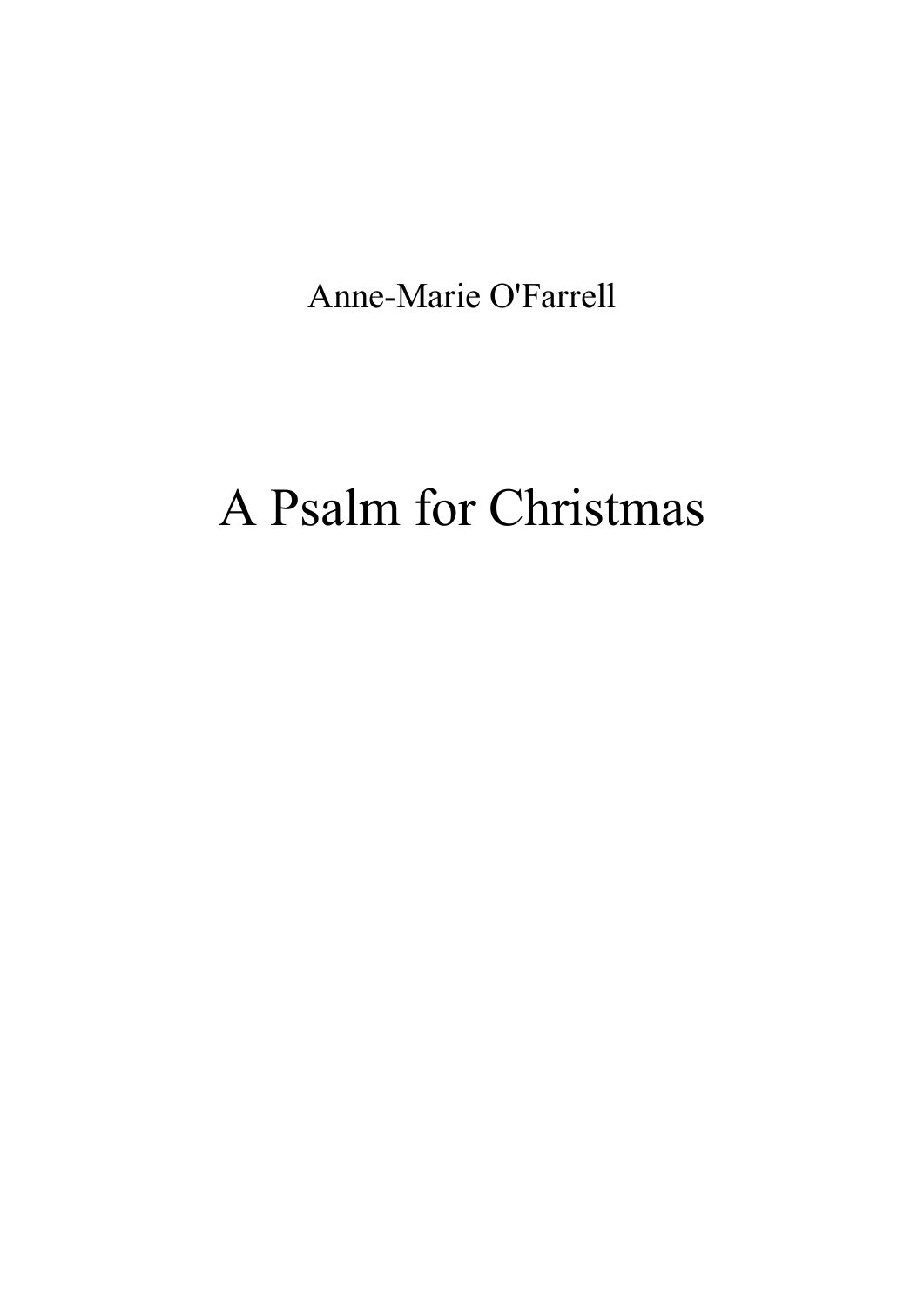Anne-Marie O'Farrell

# A Psalm for Christmas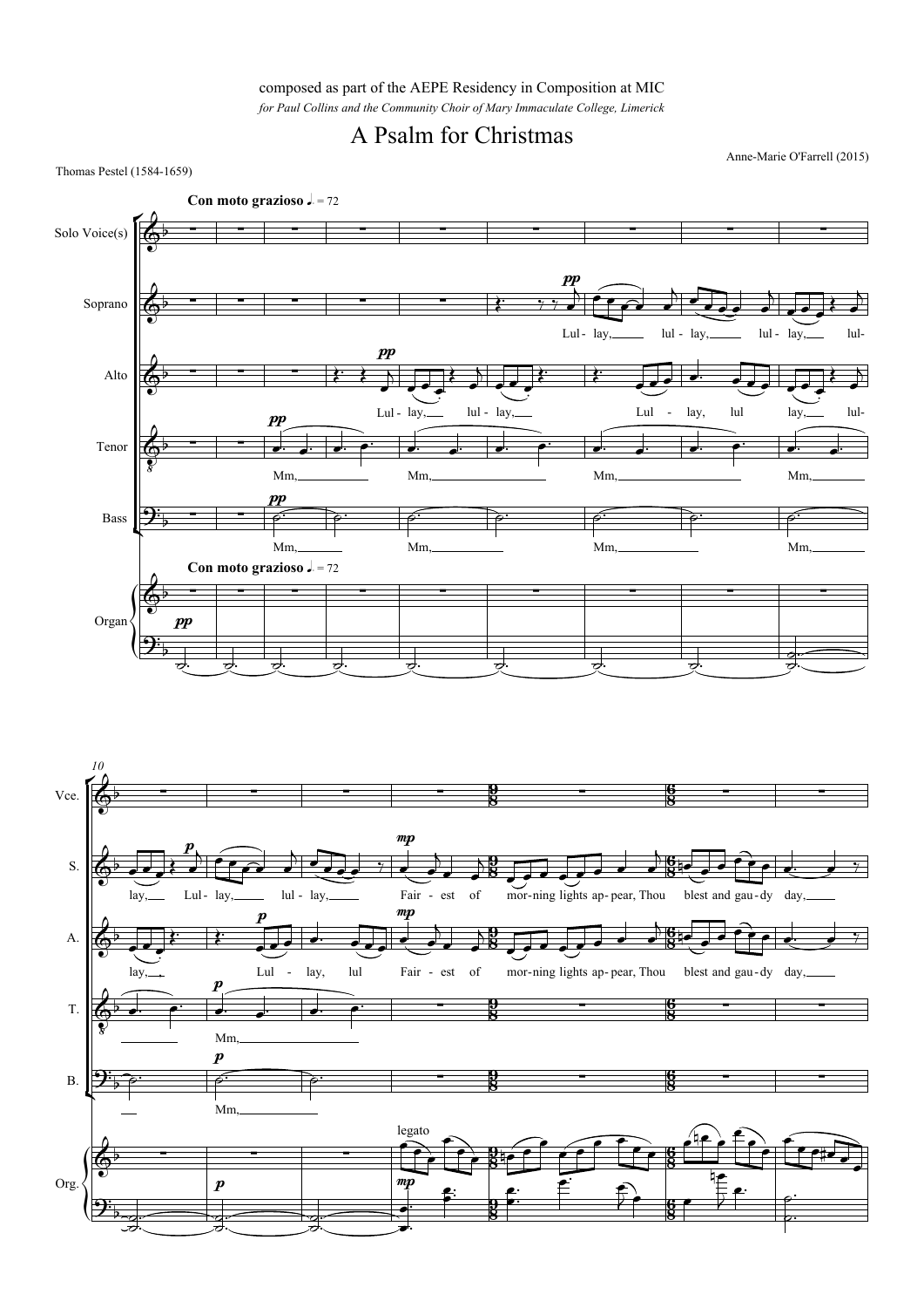composed as part of the AEPE Residency in Composition at MIC

*for Paul Collins and the Community Choir of Mary Immaculate College, Limerick*

# A Psalm for Christmas

Anne-Marie O'Farrell (2015)

Thomas Pestel (1584-1659)

**Con moto grazioso** ♩. = 72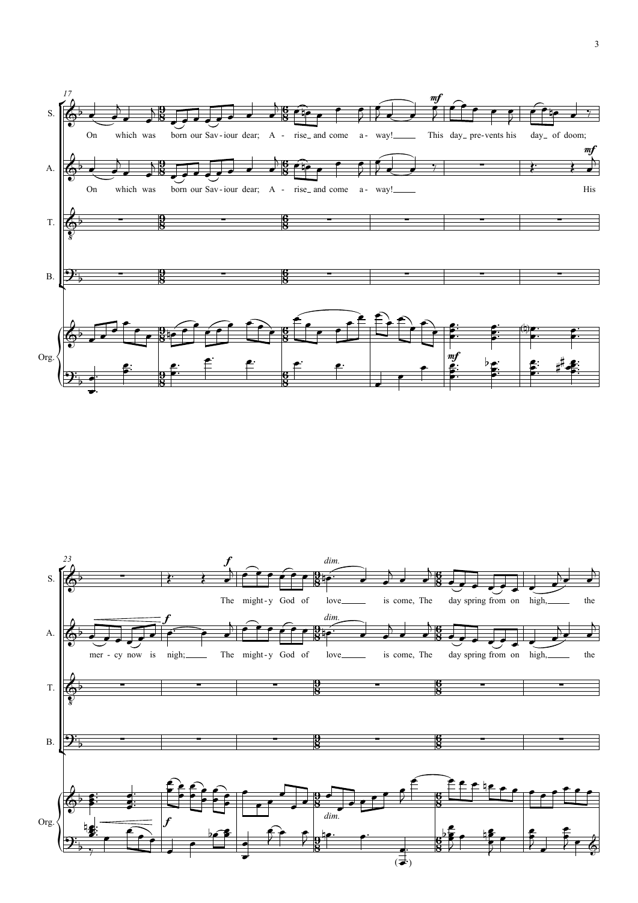17

S. On which was born our Sav - iour dear; A - rise_ and come a - way!_____ *mf* This day_ pre-vents his day_ of doom;

A. On which was born our Sav - iour dear; A - rise_ and come a - way!_____ *mf* His

T.

B.

Org. *mf*

23

S. *f* The might - y God of *dim.* love_____ is come, The day spring from on high,_____ the

A. mer - cy now is *f* nigh;_____ The might - y God of *dim.* love_____ is come, The day spring from on high,_____ the

T.

B.

Org. *f* *dim.*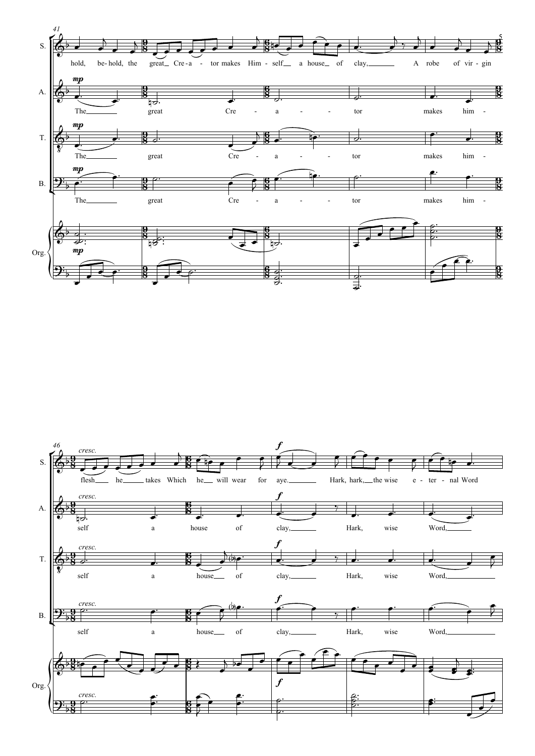41

S. hold, be-hold, the great Cre-a-tor makes Him-self a house of clay, A robe of vir-gin

A. *mp* The great Cre-a-tor makes him-

T. *mp* The great Cre-a-tor makes him-

B. *mp* The great Cre-a-tor makes him-

Org. *mp*

46

S. *cresc.* flesh he takes Which he will wear for *f* aye. Hark, hark, the wise e-ter-nal Word

A. *cresc.* self a house of *f* clay, Hark, wise Word,

T. *cresc.* self a house of *f* clay, Hark, wise Word,

B. *cresc.* self a house of *f* clay, Hark, wise Word,

Org. *cresc.* *f*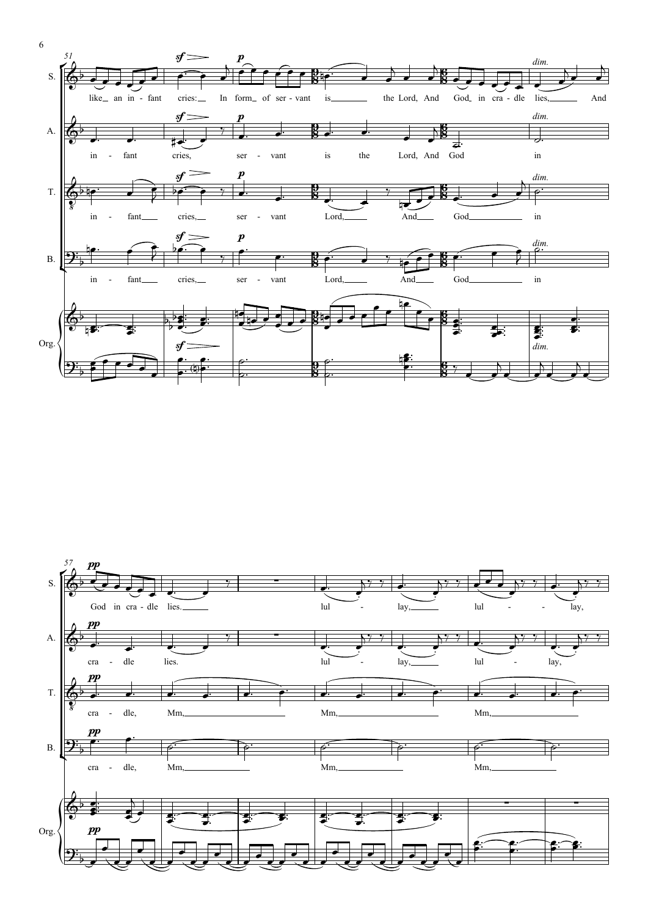**51**

S.: like an in - fant cries: In form of ser - vant is the Lord, And God in cra - dle lies, And

A.: in - fant cries, ser - vant is the Lord, And God in

T.: in - fant cries, ser - vant Lord, And God in

B.: in - fant cries, ser - vant Lord, And God in

Org.

**57**

S.: God in cra - dle lies. lul - lay, lul - lay,

A.: cra - dle lies. lul - lay, lul - lay,

T.: cra - dle, Mm, Mm, Mm,

B.: cra - dle, Mm, Mm, Mm,

Org.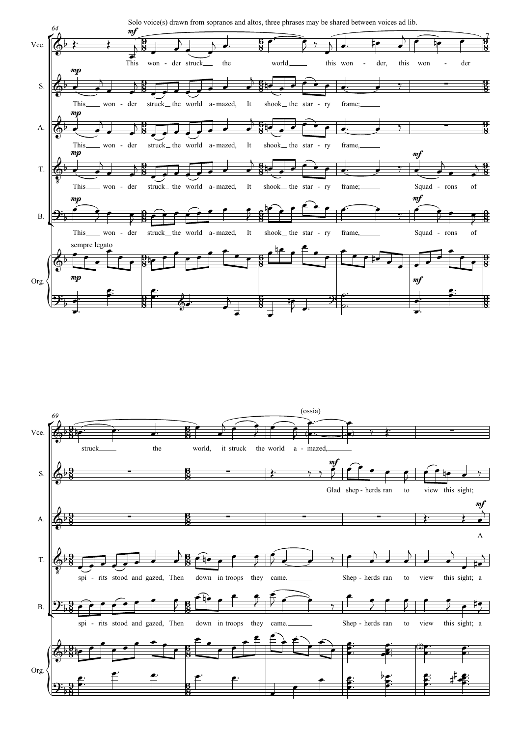Solo voice(s) drawn from sopranos and altos, three phrases may be shared between voices ad lib.

64

Vce. — *mf* — This won - der struck the world, this won - der, this won - der

S. — *mp* — This won - der struck the world a - mazed, It shook the star - ry frame;

A. — *mp* — This won - der struck the world a - mazed, It shook the star - ry frame,

T. — *mp* — This won - der struck the world a - mazed, It shook the star - ry frame; *mf* Squad - rons of

B. — *mp* — This won - der struck the world a - mazed, It shook the star - ry frame, *mf* Squad - rons of

Org. — sempre legato — *mp* — *mf*

69

Vce. — struck the world, it struck the world a - mazed, (ossia)

S. — *mf* Glad shep - herds ran to view this sight;

A. — *mf* A

T. — spi - rits stood and gazed, Then down in troops they came. Shep - herds ran to view this sight; a

B. — spi - rits stood and gazed, Then down in troops they came. Shep - herds ran to view this sight; a

Org.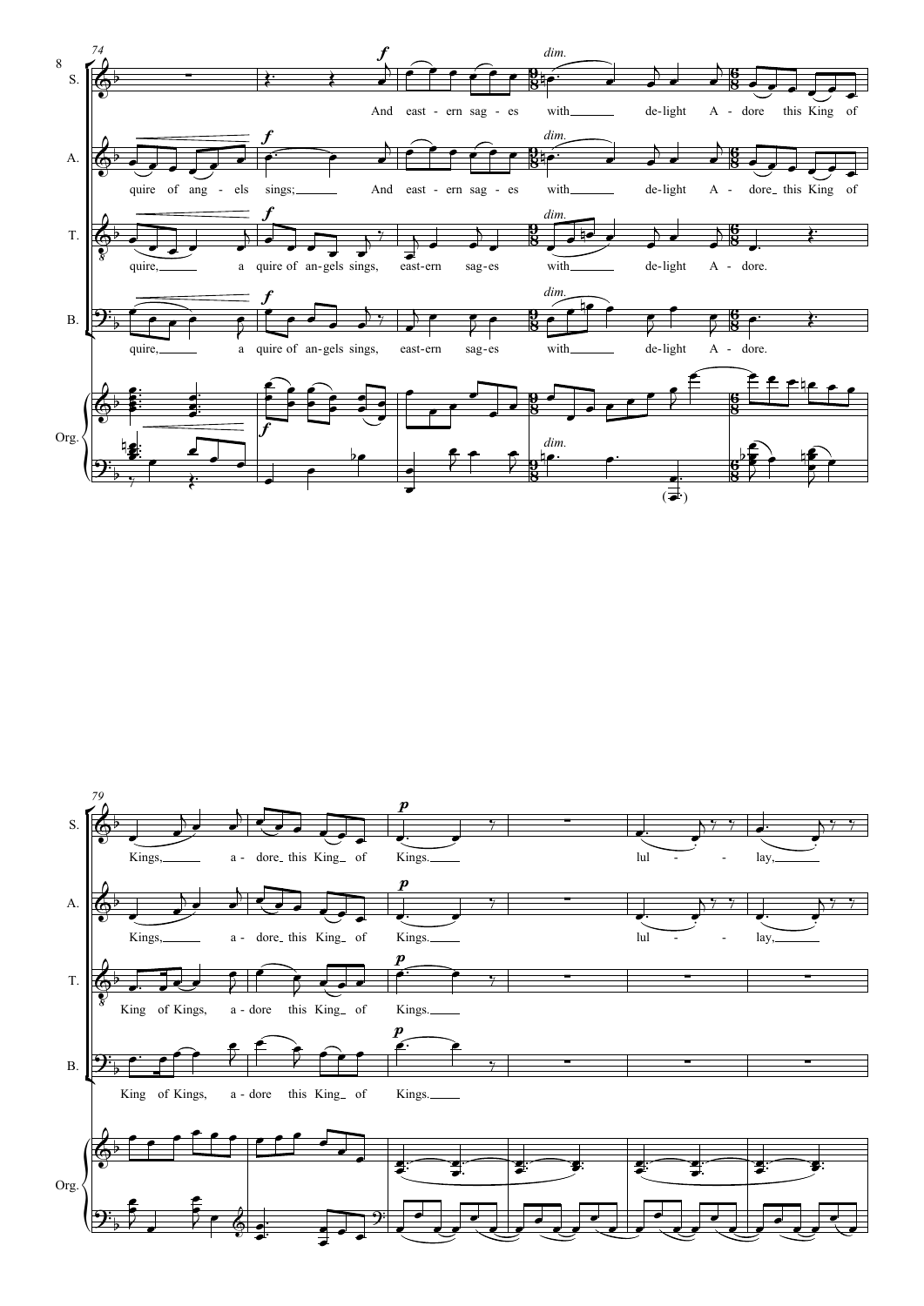74

S. And east - ern sag - es with de-light A - dore this King of

A. quire of ang - els sings; And east - ern sag - es with de-light A - dore this King of

T. quire, a quire of an-gels sings, east-ern sag-es with de-light A - dore.

B. quire, a quire of an-gels sings, east-ern sag-es with de-light A - dore.

Org.

*f* *dim.*

79

S. Kings, a - dore this King of Kings. lul - lay,

A. Kings, a - dore this King of Kings. lul - lay,

T. King of Kings, a - dore this King of Kings.

B. King of Kings, a - dore this King of Kings.

Org.

*p*